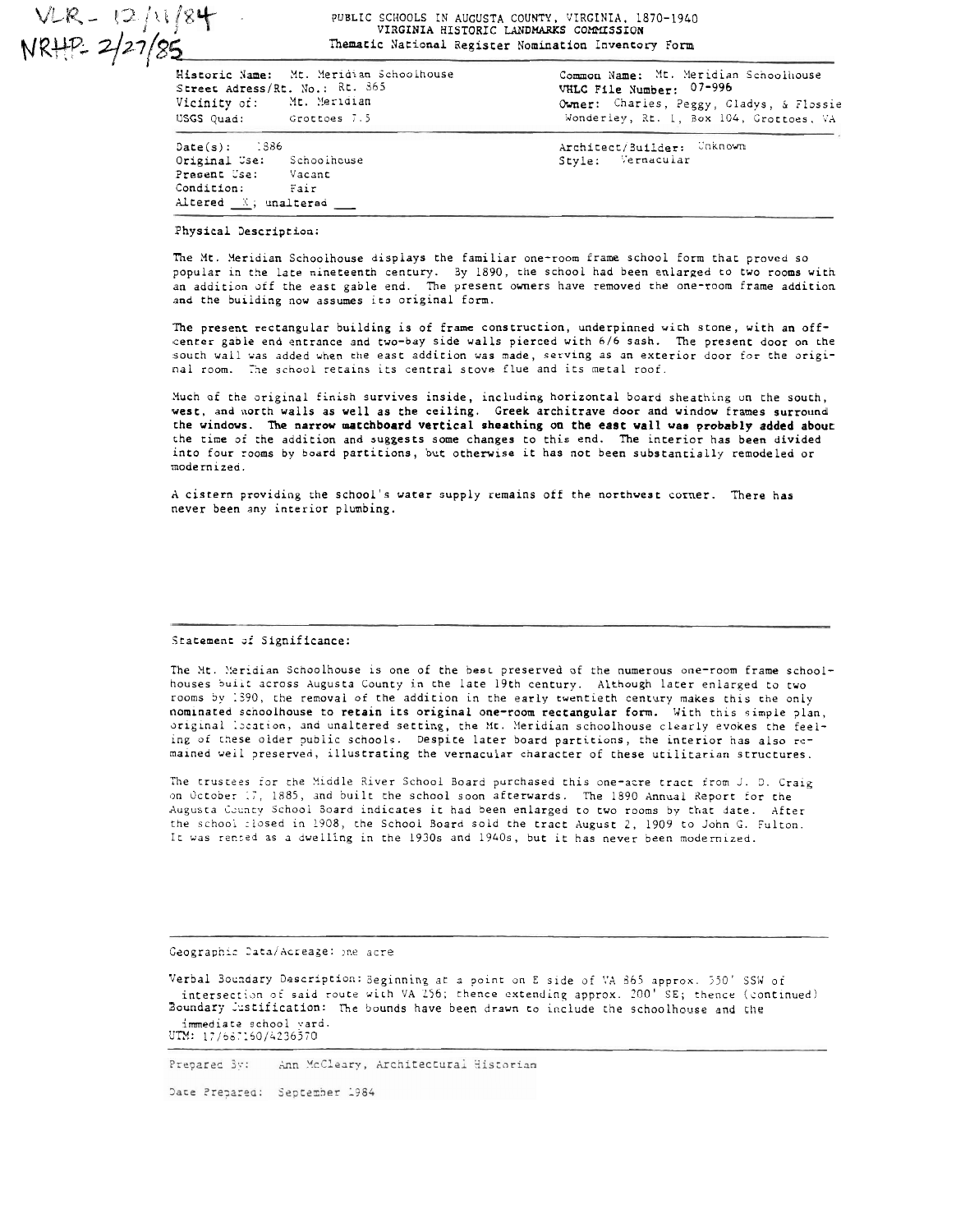VLR - 12/11/84
NRHP- 2/27/85

PUBLIC SCHOOLS IN AUGUSTA COUNTY, VIRGINIA, 1870-1940
**VIRGINIA HISTORIC LANDMARKS COMMISSION**
**Thematic National Register Nomination Inventory Form**

**Historic Name:** Mt. Meridian Schoolhouse
Street Adress/Rt. No.: Rt. 865
Vicinity of: Mt. Meridian
USGS Quad: Grottoes 7.5

**Common Name:** Mt. Meridian Schoolhouse
**VHLC File Number:** 07-996
**Owner:** Charles, Peggy, Gladys, & Flossie Wonderley, Rt. 1, Box 104, Grottoes, VA

Date(s): 1886
Original Use: Schoolhouse
Present Use: Vacant
Condition: Fair
Altered X ; unaltered ___

Architect/Builder: Unknown
Style: Vernacular

Physical Description:

The Mt. Meridian Schoolhouse displays the familiar one-room frame school form that proved so popular in the late nineteenth century. By 1890, the school had been enlarged to two rooms with an addition off the east gable end. The present owners have removed the one-room frame addition and the building now assumes its original form.

The present rectangular building is of frame construction, underpinned with stone, with an off-center gable end entrance and two-bay side walls pierced with 6/6 sash. The present door on the south wall was added when the east addition was made, serving as an exterior door for the original room. The school retains its central stove flue and its metal roof.

Much of the original finish survives inside, including horizontal board sheathing on the south, west, and north walls as well as the ceiling. Greek architrave door and window frames surround the windows. The narrow matchboard vertical sheathing on the east wall was probably added about the time of the addition and suggests some changes to this end. The interior has been divided into four rooms by board partitions, but otherwise it has not been substantially remodeled or modernized.

A cistern providing the school's water supply remains off the northwest corner. There has never been any interior plumbing.

Statement of Significance:

The Mt. Meridian Schoolhouse is one of the best preserved of the numerous one-room frame schoolhouses built across Augusta County in the late 19th century. Although later enlarged to two rooms by 1890, the removal of the addition in the early twentieth century makes this the only nominated schoolhouse to retain its original one-room rectangular form. With this simple plan, original location, and unaltered setting, the Mt. Meridian schoolhouse clearly evokes the feeling of these older public schools. Despite later board partitions, the interior has also remained well preserved, illustrating the vernacular character of these utilitarian structures.

The trustees for the Middle River School Board purchased this one-acre tract from J. D. Craig on October 17, 1885, and built the school soon afterwards. The 1890 Annual Report for the Augusta County School Board indicates it had been enlarged to two rooms by that date. After the school closed in 1908, the School Board sold the tract August 2, 1909 to John G. Fulton. It was rented as a dwelling in the 1930s and 1940s, but it has never been modernized.

Geographic Data/Acreage: one acre

Verbal Boundary Description: Beginning at a point on E side of VA 865 approx. 550' SSW of intersection of said route with VA 256; thence extending approx. 200' SE; thence (continued)
Boundary Justification: The bounds have been drawn to include the schoolhouse and the immediate school yard.
UTM: 17/687160/4236570

Prepared By: Ann McCleary, Architectural Historian

Date Prepared: September 1984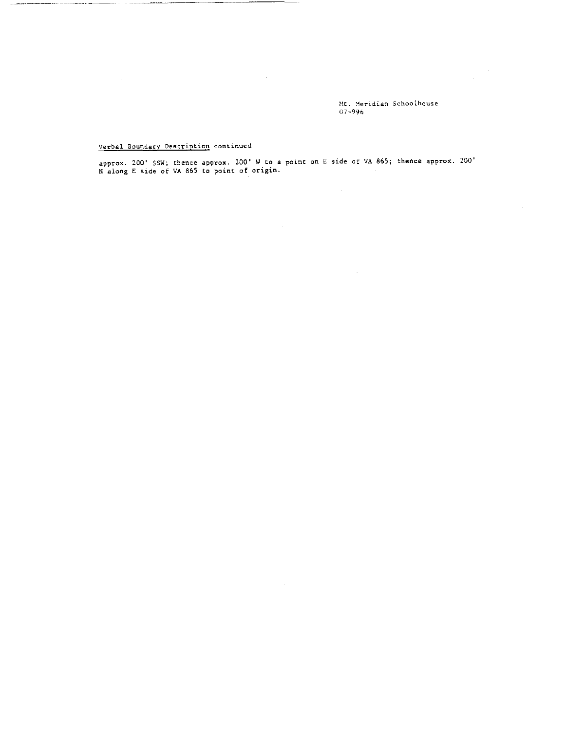Mt. Meridian Schoolhouse
07-996

Verbal Boundary Description continued

approx. 200' SSW; thence approx. 200' W to a point on E side of VA 865; thence approx. 200' N along E side of VA 865 to point of origin.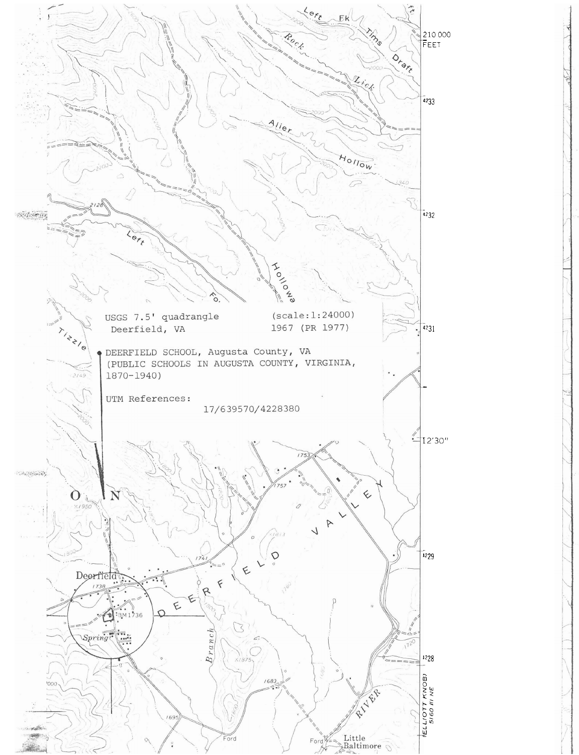USGS 7.5' quadrangle (scale:1:24000)
Deerfield, VA 1967 (PR 1977)

DEERFIELD SCHOOL, Augusta County, VA
(PUBLIC SCHOOLS IN AUGUSTA COUNTY, VIRGINIA, 1870-1940)

UTM References:
17/639570/4228380

Left Fk
Tims
Draft
Rock
Lick
Alier
Hollow
Left
Fo
Hollowa
Tizzle
2128
2149
1950
1753
1757
1813
1741
1738
BM1736
1875
1683
1720
1695
Deerfield
Spring
DEERFIELD VALLEY
Branch
RIVER
Ford
Ford
Little Baltimore
210 000 FEET
4233
4232
4231
12'30"
4229
4228
(ELLIOTT KNOB) 5160 III NE